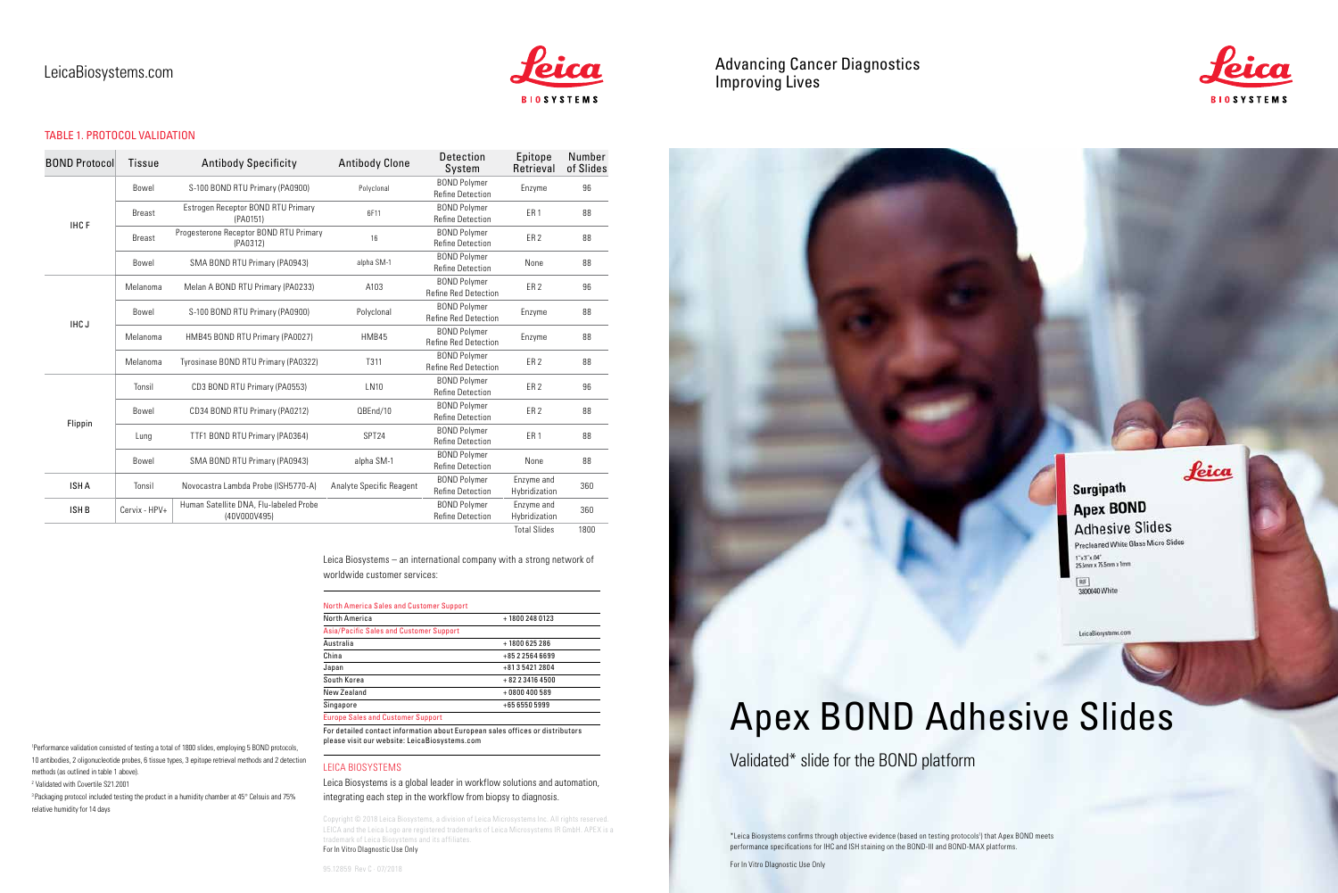LeicaBiosystems.com

### TABLE 1. PROTOCOL VALIDATION

| BOND Protocol | Tissue | Antibody Specificity | Antibody Clone | Detection System | Epitope Retrieval | Number of Slides |
|---|---|---|---|---|---|---|
| IHC F | Bowel | S-100 BOND RTU Primary (PA0900) | Polyclonal | BOND Polymer Refine Detection | Enzyme | 96 |
| | Breast | Estrogen Receptor BOND RTU Primary (PA0151) | 6F11 | BOND Polymer Refine Detection | ER 1 | 88 |
| | Breast | Progesterone Receptor BOND RTU Primary (PA0312) | 16 | BOND Polymer Refine Detection | ER 2 | 88 |
| | Bowel | SMA BOND RTU Primary (PA0943) | alpha SM-1 | BOND Polymer Refine Detection | None | 88 |
| IHC J | Melanoma | Melan A BOND RTU Primary (PA0233) | A103 | BOND Polymer Refine Red Detection | ER 2 | 96 |
| | Bowel | S-100 BOND RTU Primary (PA0900) | Polyclonal | BOND Polymer Refine Red Detection | Enzyme | 88 |
| | Melanoma | HMB45 BOND RTU Primary (PA0027) | HMB45 | BOND Polymer Refine Red Detection | Enzyme | 88 |
| | Melanoma | Tyrosinase BOND RTU Primary (PA0322) | T311 | BOND Polymer Refine Red Detection | ER 2 | 88 |
| Flippin | Tonsil | CD3 BOND RTU Primary (PA0553) | LN10 | BOND Polymer Refine Detection | ER 2 | 96 |
| | Bowel | CD34 BOND RTU Primary (PA0212) | QBEnd/10 | BOND Polymer Refine Detection | ER 2 | 88 |
| | Lung | TTF1 BOND RTU Primary (PA0364) | SPT24 | BOND Polymer Refine Detection | ER 1 | 88 |
| | Bowel | SMA BOND RTU Primary (PA0943) | alpha SM-1 | BOND Polymer Refine Detection | None | 88 |
| ISH A | Tonsil | Novocastra Lambda Probe (ISH5770-A) | Analyte Specific Reagent | BOND Polymer Refine Detection | Enzyme and Hybridization | 360 |
| ISH B | Cervix - HPV+ | Human Satellite DNA, Flu-labeled Probe (40V000V495) | | BOND Polymer Refine Detection | Enzyme and Hybridization | 360 |
| | | | | | Total Slides | 1800 |

[1]Performance validation consisted of testing a total of 1800 slides, employing 5 BOND protocols, 10 antibodies, 2 oligonucleotide probes, 6 tissue types, 3 epitope retrieval methods and 2 detection methods (as outlined in table 1 above).

[2] Validated with Covertile S21.2001

[3]Packaging protocol included testing the product in a humidity chamber at 45° Celsuis and 75% relative humidity for 14 days

Leica Biosystems – an international company with a strong network of worldwide customer services:

| | |
|---|---|
| **North America Sales and Customer Support** | |
| North America | + 1800 248 0123 |
| **Asia/Pacific Sales and Customer Support** | |
| Australia | + 1800 625 286 |
| China | +85 2 2564 6699 |
| Japan | +81 3 5421 2804 |
| South Korea | + 82 2 3416 4500 |
| New Zealand | + 0800 400 589 |
| Singapore | +65 6550 5999 |
| **Europe Sales and Customer Support** | |

For detailed contact information about European sales offices or distributors please visit our website: LeicaBiosystems.com

### LEICA BIOSYSTEMS

Leica Biosystems is a global leader in workflow solutions and automation, integrating each step in the workflow from biopsy to diagnosis.

Copyright © 2018 Leica Biosystems, a division of Leica Microsystems Inc. All rights reserved. LEICA and the Leica Logo are registered trademarks of Leica Microsystems IR GmbH. APEX is a trademark of Leica Biosystems and its affiliates.

For In Vitro Diagnostic Use Only

95.12859 Rev C · 07/2018

Advancing Cancer Diagnostics
Improving Lives

Surgipath
Apex BOND
Adhesive Slides
Precleaned White Glass Micro Slides
1"x3"x.04"
25.5mm x 75.5mm x 1mm
REF 3800040 White
LeicaBiosystems.com

# Apex BOND Adhesive Slides

## Validated* slide for the BOND platform

*Leica Biosystems confirms through objective evidence (based on testing protocols[1]) that Apex BOND meets performance specifications for IHC and ISH staining on the BOND-III and BOND-MAX platforms.

For In Vitro Diagnostic Use Only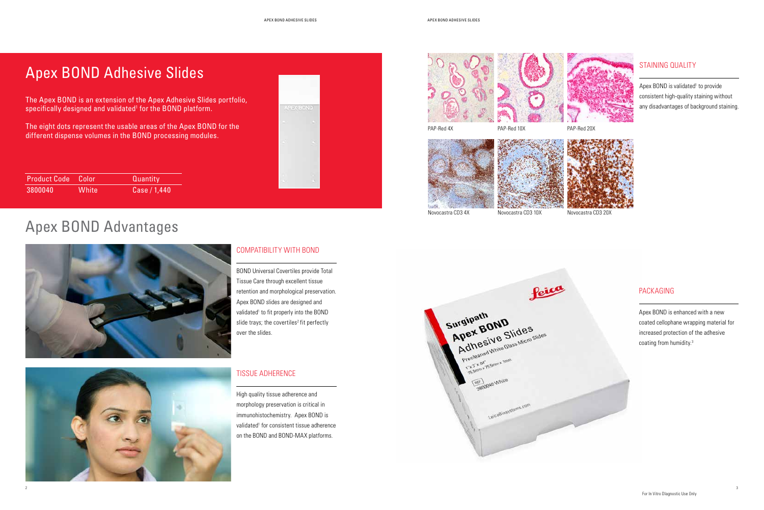# Apex BOND Adhesive Slides

The Apex BOND is an extension of the Apex Adhesive Slides portfolio, specifically designed and validated[1] for the BOND platform.

The eight dots represent the usable areas of the Apex BOND for the different dispense volumes in the BOND processing modules.

| Product Code | Color | Quantity |
|---|---|---|
| 3800040 | White | Case / 1,440 |

# Apex BOND Advantages

## COMPATIBILITY WITH BOND

BOND Universal Covertiles provide Total Tissue Care through excellent tissue retention and morphological preservation. Apex BOND slides are designed and validated[1] to fit properly into the BOND slide trays; the covertiles[2] fit perfectly over the slides.

## TISSUE ADHERENCE

High quality tissue adherence and morphology preservation is critical in immunohistochemistry. Apex BOND is validated[1] for consistent tissue adherence on the BOND and BOND-MAX platforms.

PAP-Red 4X

PAP-Red 10X

PAP-Red 20X

Novocastra CD3 4X

Novocastra CD3 10X

Novocastra CD3 20X

## STAINING QUALITY

Apex BOND is validated[1] to provide consistent high-quality staining without any disadvantages of background staining.

## PACKAGING

Apex BOND is enhanced with a new coated cellophane wrapping material for increased protection of the adhesive coating from humidity.[3]

For In Vitro Diagnostic Use Only